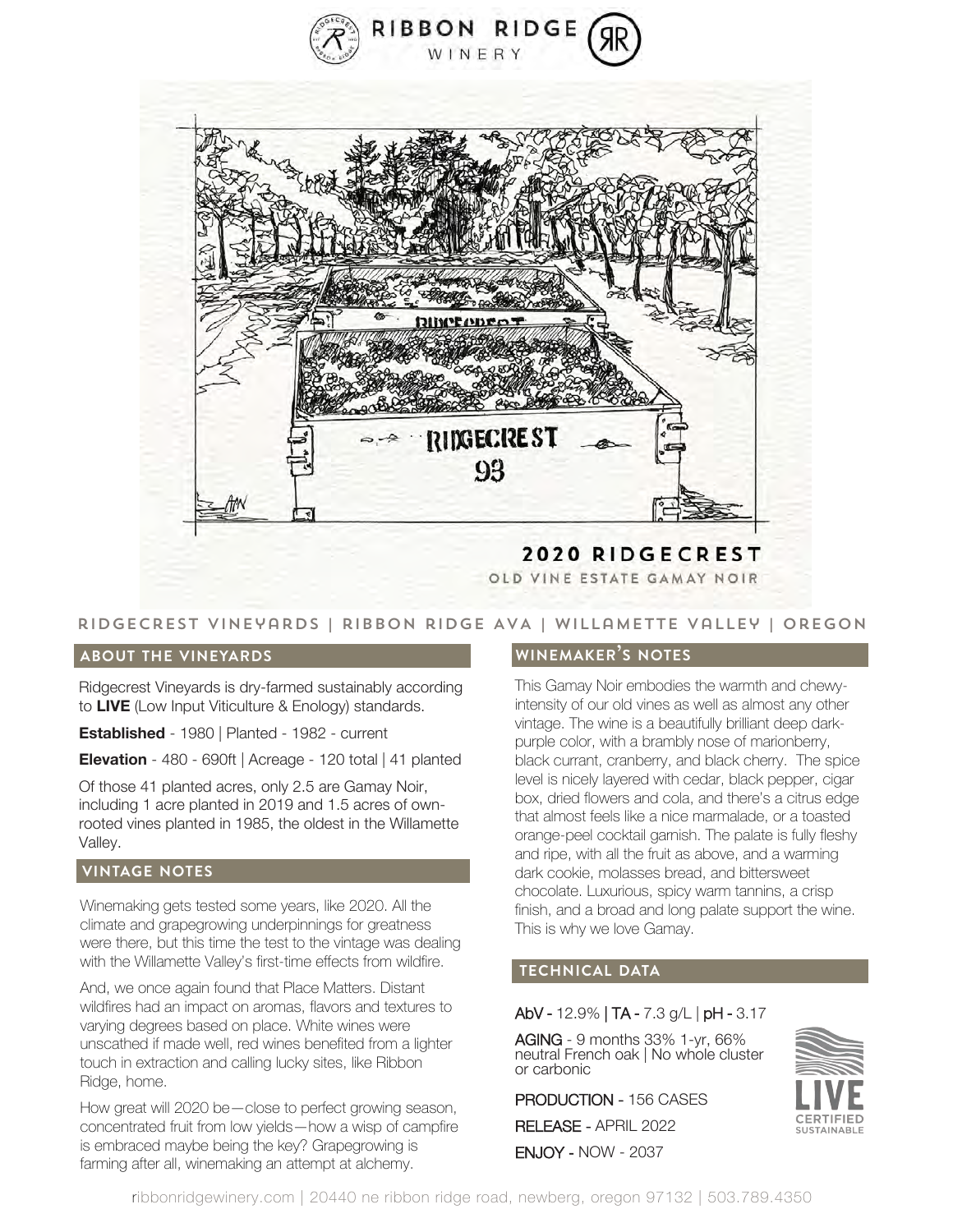# RIBBON RIDGE WINERY

## 2020 RIDGECREST

OLD VINE ESTATE GAMAY NOIR

RIDGECREST VINEYARDS | RIBBON RIDGE AVA | WILLAMETTE VALLEY | OREGON

### ABOUT THE VINEYARDS

Ridgecrest Vineyards is dry-farmed sustainably according to **LIVE** (Low Input Viticulture & Enology) standards.

**Established** - 1980 | Planted - 1982 - current

**Elevation** - 480 - 690ft | Acreage - 120 total | 41 planted

Of those 41 planted acres, only 2.5 are Gamay Noir, including 1 acre planted in 2019 and 1.5 acres of own-rooted vines planted in 1985, the oldest in the Willamette Valley.

### VINTAGE NOTES

Winemaking gets tested some years, like 2020. All the climate and grapegrowing underpinnings for greatness were there, but this time the test to the vintage was dealing with the Willamette Valley's first-time effects from wildfire.

And, we once again found that Place Matters. Distant wildfires had an impact on aromas, flavors and textures to varying degrees based on place. White wines were unscathed if made well, red wines benefited from a lighter touch in extraction and calling lucky sites, like Ribbon Ridge, home.

How great will 2020 be—close to perfect growing season, concentrated fruit from low yields—how a wisp of campfire is embraced maybe being the key? Grapegrowing is farming after all, winemaking an attempt at alchemy.

### WINEMAKER'S NOTES

This Gamay Noir embodies the warmth and chewy-intensity of our old vines as well as almost any other vintage. The wine is a beautifully brilliant deep dark-purple color, with a brambly nose of marionberry, black currant, cranberry, and black cherry. The spice level is nicely layered with cedar, black pepper, cigar box, dried flowers and cola, and there's a citrus edge that almost feels like a nice marmalade, or a toasted orange-peel cocktail garnish. The palate is fully fleshy and ripe, with all the fruit as above, and a warming dark cookie, molasses bread, and bittersweet chocolate. Luxurious, spicy warm tannins, a crisp finish, and a broad and long palate support the wine. This is why we love Gamay.

### TECHNICAL DATA

AbV - 12.9% | TA - 7.3 g/L | pH - 3.17

AGING - 9 months 33% 1-yr, 66% neutral French oak | No whole cluster or carbonic

PRODUCTION - 156 CASES

RELEASE - APRIL 2022

ENJOY - NOW - 2037

LIVE CERTIFIED SUSTAINABLE

ribbonridgewinery.com | 20440 ne ribbon ridge road, newberg, oregon 97132 | 503.789.4350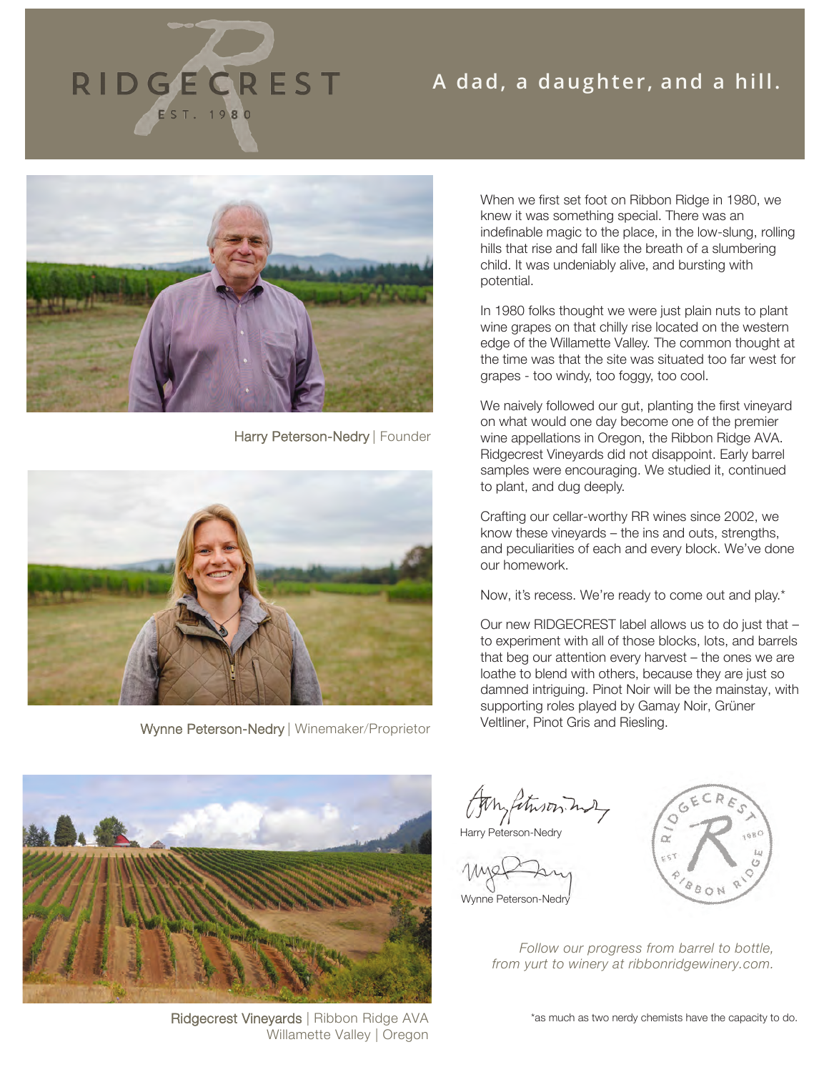# RIDGECREST

EST. 1980

## A dad, a daughter, and a hill.

Harry Peterson-Nedry | Founder

Wynne Peterson-Nedry | Winemaker/Proprietor

When we first set foot on Ribbon Ridge in 1980, we knew it was something special. There was an indefinable magic to the place, in the low-slung, rolling hills that rise and fall like the breath of a slumbering child. It was undeniably alive, and bursting with potential.

In 1980 folks thought we were just plain nuts to plant wine grapes on that chilly rise located on the western edge of the Willamette Valley. The common thought at the time was that the site was situated too far west for grapes - too windy, too foggy, too cool.

We naively followed our gut, planting the first vineyard on what would one day become one of the premier wine appellations in Oregon, the Ribbon Ridge AVA. Ridgecrest Vineyards did not disappoint. Early barrel samples were encouraging. We studied it, continued to plant, and dug deeply.

Crafting our cellar-worthy RR wines since 2002, we know these vineyards – the ins and outs, strengths, and peculiarities of each and every block. We've done our homework.

Now, it's recess. We're ready to come out and play.*

Our new RIDGECREST label allows us to do just that – to experiment with all of those blocks, lots, and barrels that beg our attention every harvest – the ones we are loathe to blend with others, because they are just so damned intriguing. Pinot Noir will be the mainstay, with supporting roles played by Gamay Noir, Grüner Veltliner, Pinot Gris and Riesling.

Harry Peterson-Nedry

Wynne Peterson-Nedry

RIDGECREST EST 1980 RIBBON RIDGE

Ridgecrest Vineyards | Ribbon Ridge AVA
Willamette Valley | Oregon

*Follow our progress from barrel to bottle, from yurt to winery at ribbonridgewinery.com.*

*as much as two nerdy chemists have the capacity to do.